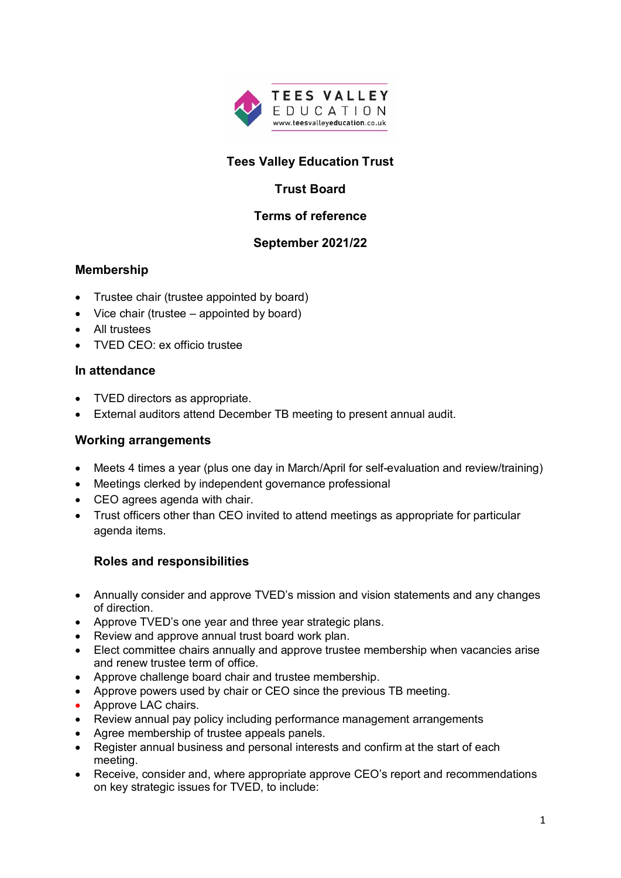TEES VALLEY EDUCATION
www.teesvalleyeducation.co.uk

# Tees Valley Education Trust

## Trust Board

## Terms of reference

## September 2021/22

### Membership

- Trustee chair (trustee appointed by board)
- Vice chair (trustee – appointed by board)
- All trustees
- TVED CEO: ex officio trustee

### In attendance

- TVED directors as appropriate.
- External auditors attend December TB meeting to present annual audit.

### Working arrangements

- Meets 4 times a year (plus one day in March/April for self-evaluation and review/training)
- Meetings clerked by independent governance professional
- CEO agrees agenda with chair.
- Trust officers other than CEO invited to attend meetings as appropriate for particular agenda items.

### Roles and responsibilities

- Annually consider and approve TVED's mission and vision statements and any changes of direction.
- Approve TVED's one year and three year strategic plans.
- Review and approve annual trust board work plan.
- Elect committee chairs annually and approve trustee membership when vacancies arise and renew trustee term of office.
- Approve challenge board chair and trustee membership.
- Approve powers used by chair or CEO since the previous TB meeting.
- Approve LAC chairs.
- Review annual pay policy including performance management arrangements
- Agree membership of trustee appeals panels.
- Register annual business and personal interests and confirm at the start of each meeting.
- Receive, consider and, where appropriate approve CEO's report and recommendations on key strategic issues for TVED, to include: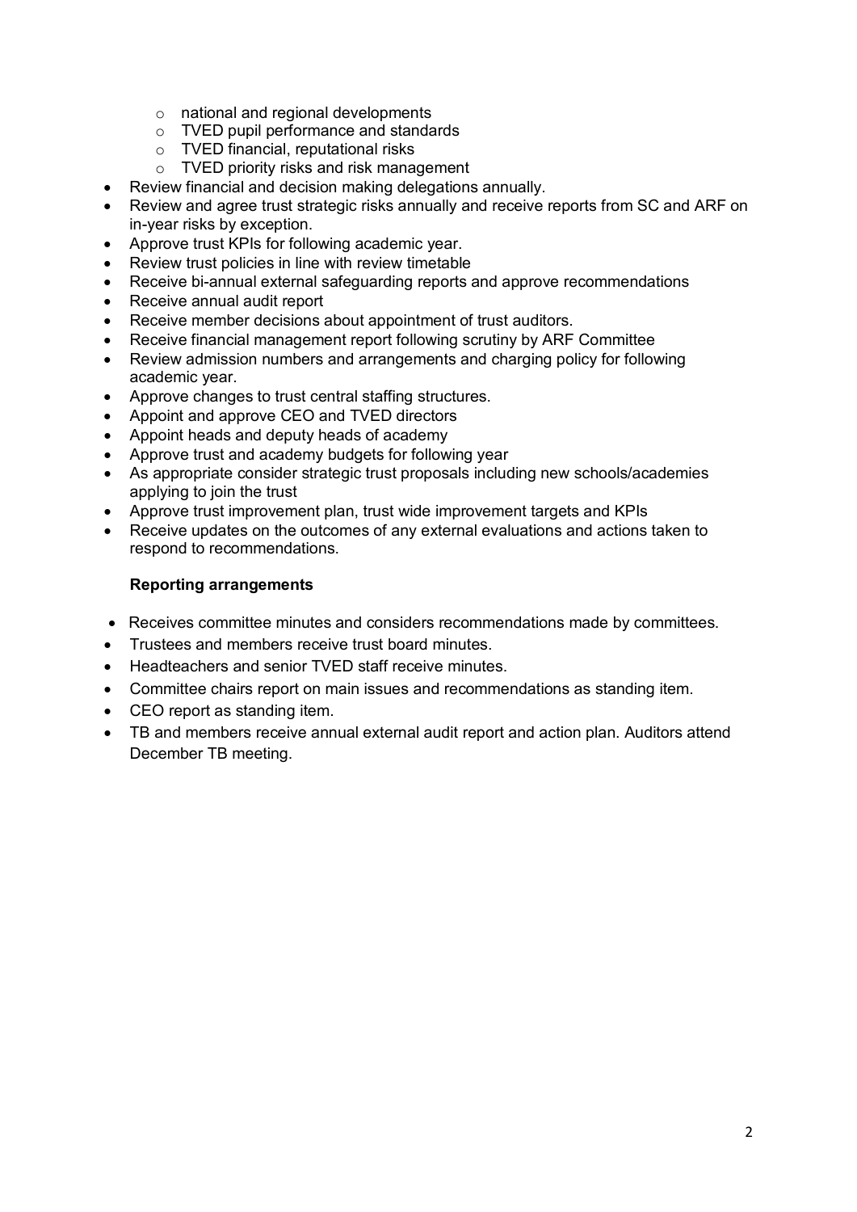- national and regional developments
  - TVED pupil performance and standards
  - TVED financial, reputational risks
  - TVED priority risks and risk management
- Review financial and decision making delegations annually.
- Review and agree trust strategic risks annually and receive reports from SC and ARF on in-year risks by exception.
- Approve trust KPIs for following academic year.
- Review trust policies in line with review timetable
- Receive bi-annual external safeguarding reports and approve recommendations
- Receive annual audit report
- Receive member decisions about appointment of trust auditors.
- Receive financial management report following scrutiny by ARF Committee
- Review admission numbers and arrangements and charging policy for following academic year.
- Approve changes to trust central staffing structures.
- Appoint and approve CEO and TVED directors
- Appoint heads and deputy heads of academy
- Approve trust and academy budgets for following year
- As appropriate consider strategic trust proposals including new schools/academies applying to join the trust
- Approve trust improvement plan, trust wide improvement targets and KPIs
- Receive updates on the outcomes of any external evaluations and actions taken to respond to recommendations.

**Reporting arrangements**

- Receives committee minutes and considers recommendations made by committees.
- Trustees and members receive trust board minutes.
- Headteachers and senior TVED staff receive minutes.
- Committee chairs report on main issues and recommendations as standing item.
- CEO report as standing item.
- TB and members receive annual external audit report and action plan. Auditors attend December TB meeting.